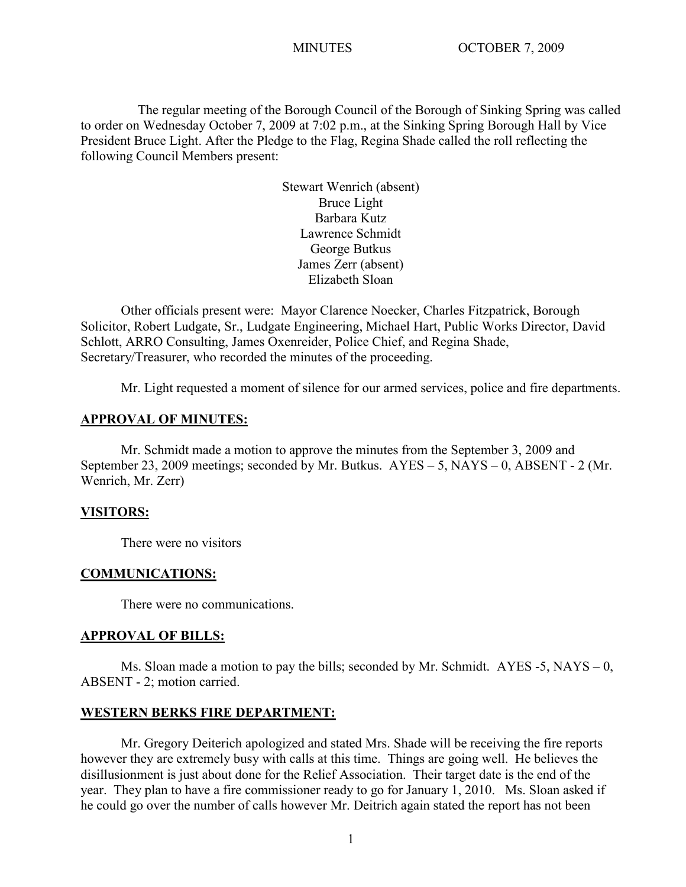MINUTES OCTOBER 7, 2009

The regular meeting of the Borough Council of the Borough of Sinking Spring was called to order on Wednesday October 7, 2009 at 7:02 p.m., at the Sinking Spring Borough Hall by Vice President Bruce Light. After the Pledge to the Flag, Regina Shade called the roll reflecting the following Council Members present:

Stewart Wenrich (absent)
Bruce Light
Barbara Kutz
Lawrence Schmidt
George Butkus
James Zerr (absent)
Elizabeth Sloan

Other officials present were: Mayor Clarence Noecker, Charles Fitzpatrick, Borough Solicitor, Robert Ludgate, Sr., Ludgate Engineering, Michael Hart, Public Works Director, David Schlott, ARRO Consulting, James Oxenreider, Police Chief, and Regina Shade, Secretary/Treasurer, who recorded the minutes of the proceeding.

Mr. Light requested a moment of silence for our armed services, police and fire departments.

## APPROVAL OF MINUTES:

Mr. Schmidt made a motion to approve the minutes from the September 3, 2009 and September 23, 2009 meetings; seconded by Mr. Butkus. AYES – 5, NAYS – 0, ABSENT - 2 (Mr. Wenrich, Mr. Zerr)

## VISITORS:

There were no visitors

## COMMUNICATIONS:

There were no communications.

## APPROVAL OF BILLS:

Ms. Sloan made a motion to pay the bills; seconded by Mr. Schmidt. AYES -5, NAYS – 0, ABSENT - 2; motion carried.

## WESTERN BERKS FIRE DEPARTMENT:

Mr. Gregory Deiterich apologized and stated Mrs. Shade will be receiving the fire reports however they are extremely busy with calls at this time. Things are going well. He believes the disillusionment is just about done for the Relief Association. Their target date is the end of the year. They plan to have a fire commissioner ready to go for January 1, 2010. Ms. Sloan asked if he could go over the number of calls however Mr. Deitrich again stated the report has not been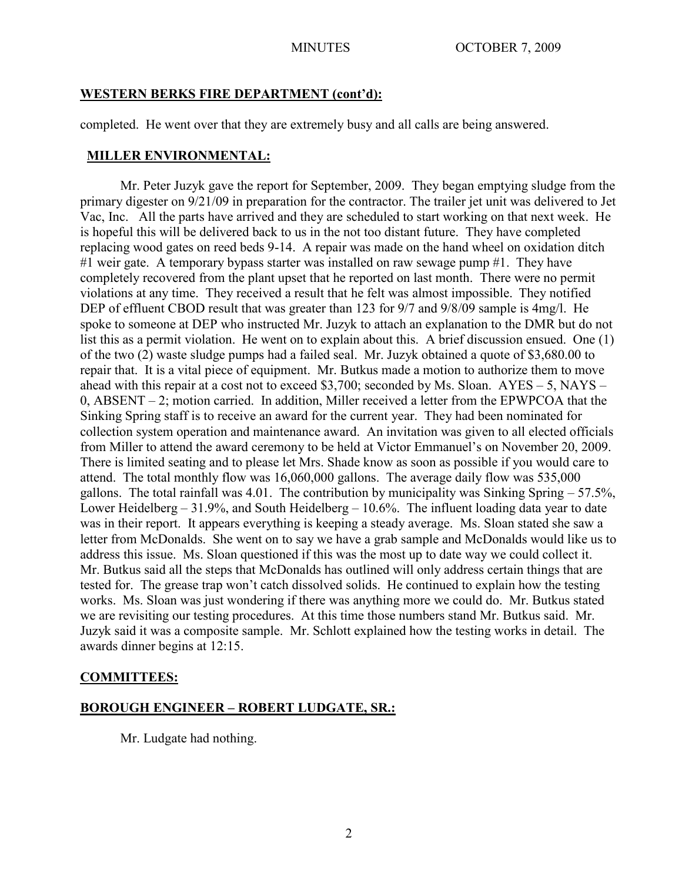## WESTERN BERKS FIRE DEPARTMENT (cont'd):

completed. He went over that they are extremely busy and all calls are being answered.

## MILLER ENVIRONMENTAL:

Mr. Peter Juzyk gave the report for September, 2009. They began emptying sludge from the primary digester on 9/21/09 in preparation for the contractor. The trailer jet unit was delivered to Jet Vac, Inc. All the parts have arrived and they are scheduled to start working on that next week. He is hopeful this will be delivered back to us in the not too distant future. They have completed replacing wood gates on reed beds 9-14. A repair was made on the hand wheel on oxidation ditch #1 weir gate. A temporary bypass starter was installed on raw sewage pump #1. They have completely recovered from the plant upset that he reported on last month. There were no permit violations at any time. They received a result that he felt was almost impossible. They notified DEP of effluent CBOD result that was greater than 123 for 9/7 and 9/8/09 sample is 4mg/l. He spoke to someone at DEP who instructed Mr. Juzyk to attach an explanation to the DMR but do not list this as a permit violation. He went on to explain about this. A brief discussion ensued. One (1) of the two (2) waste sludge pumps had a failed seal. Mr. Juzyk obtained a quote of $3,680.00 to repair that. It is a vital piece of equipment. Mr. Butkus made a motion to authorize them to move ahead with this repair at a cost not to exceed $3,700; seconded by Ms. Sloan. AYES – 5, NAYS – 0, ABSENT – 2; motion carried. In addition, Miller received a letter from the EPWPCOA that the Sinking Spring staff is to receive an award for the current year. They had been nominated for collection system operation and maintenance award. An invitation was given to all elected officials from Miller to attend the award ceremony to be held at Victor Emmanuel's on November 20, 2009. There is limited seating and to please let Mrs. Shade know as soon as possible if you would care to attend. The total monthly flow was 16,060,000 gallons. The average daily flow was 535,000 gallons. The total rainfall was 4.01. The contribution by municipality was Sinking Spring – 57.5%, Lower Heidelberg – 31.9%, and South Heidelberg – 10.6%. The influent loading data year to date was in their report. It appears everything is keeping a steady average. Ms. Sloan stated she saw a letter from McDonalds. She went on to say we have a grab sample and McDonalds would like us to address this issue. Ms. Sloan questioned if this was the most up to date way we could collect it. Mr. Butkus said all the steps that McDonalds has outlined will only address certain things that are tested for. The grease trap won't catch dissolved solids. He continued to explain how the testing works. Ms. Sloan was just wondering if there was anything more we could do. Mr. Butkus stated we are revisiting our testing procedures. At this time those numbers stand Mr. Butkus said. Mr. Juzyk said it was a composite sample. Mr. Schlott explained how the testing works in detail. The awards dinner begins at 12:15.

## COMMITTEES:

## BOROUGH ENGINEER – ROBERT LUDGATE, SR.:

Mr. Ludgate had nothing.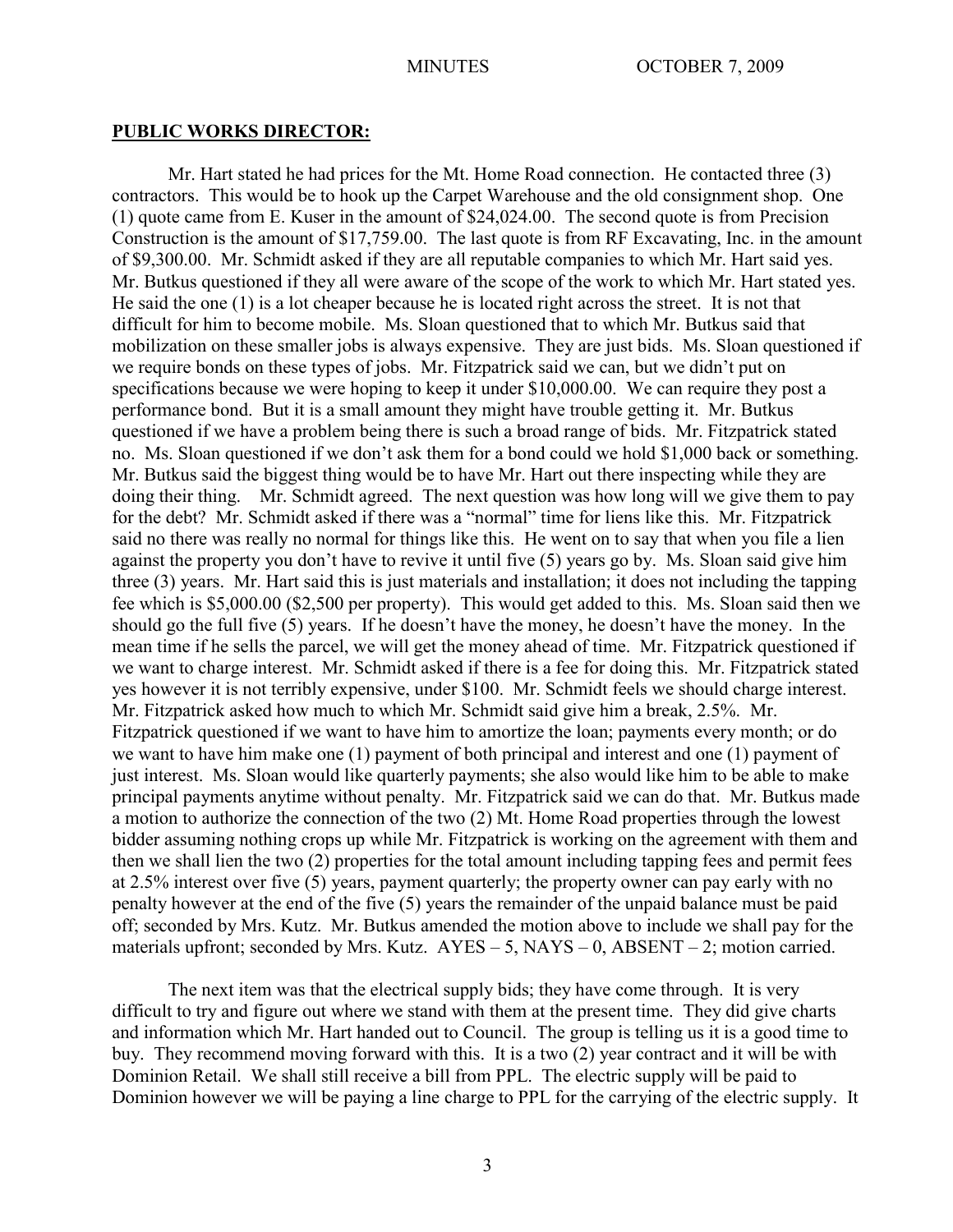**PUBLIC WORKS DIRECTOR:**

Mr. Hart stated he had prices for the Mt. Home Road connection. He contacted three (3) contractors. This would be to hook up the Carpet Warehouse and the old consignment shop. One (1) quote came from E. Kuser in the amount of $24,024.00. The second quote is from Precision Construction is the amount of $17,759.00. The last quote is from RF Excavating, Inc. in the amount of $9,300.00. Mr. Schmidt asked if they are all reputable companies to which Mr. Hart said yes. Mr. Butkus questioned if they all were aware of the scope of the work to which Mr. Hart stated yes. He said the one (1) is a lot cheaper because he is located right across the street. It is not that difficult for him to become mobile. Ms. Sloan questioned that to which Mr. Butkus said that mobilization on these smaller jobs is always expensive. They are just bids. Ms. Sloan questioned if we require bonds on these types of jobs. Mr. Fitzpatrick said we can, but we didn't put on specifications because we were hoping to keep it under $10,000.00. We can require they post a performance bond. But it is a small amount they might have trouble getting it. Mr. Butkus questioned if we have a problem being there is such a broad range of bids. Mr. Fitzpatrick stated no. Ms. Sloan questioned if we don't ask them for a bond could we hold $1,000 back or something. Mr. Butkus said the biggest thing would be to have Mr. Hart out there inspecting while they are doing their thing. Mr. Schmidt agreed. The next question was how long will we give them to pay for the debt? Mr. Schmidt asked if there was a "normal" time for liens like this. Mr. Fitzpatrick said no there was really no normal for things like this. He went on to say that when you file a lien against the property you don't have to revive it until five (5) years go by. Ms. Sloan said give him three (3) years. Mr. Hart said this is just materials and installation; it does not including the tapping fee which is $5,000.00 ($2,500 per property). This would get added to this. Ms. Sloan said then we should go the full five (5) years. If he doesn't have the money, he doesn't have the money. In the mean time if he sells the parcel, we will get the money ahead of time. Mr. Fitzpatrick questioned if we want to charge interest. Mr. Schmidt asked if there is a fee for doing this. Mr. Fitzpatrick stated yes however it is not terribly expensive, under $100. Mr. Schmidt feels we should charge interest. Mr. Fitzpatrick asked how much to which Mr. Schmidt said give him a break, 2.5%. Mr. Fitzpatrick questioned if we want to have him to amortize the loan; payments every month; or do we want to have him make one (1) payment of both principal and interest and one (1) payment of just interest. Ms. Sloan would like quarterly payments; she also would like him to be able to make principal payments anytime without penalty. Mr. Fitzpatrick said we can do that. Mr. Butkus made a motion to authorize the connection of the two (2) Mt. Home Road properties through the lowest bidder assuming nothing crops up while Mr. Fitzpatrick is working on the agreement with them and then we shall lien the two (2) properties for the total amount including tapping fees and permit fees at 2.5% interest over five (5) years, payment quarterly; the property owner can pay early with no penalty however at the end of the five (5) years the remainder of the unpaid balance must be paid off; seconded by Mrs. Kutz. Mr. Butkus amended the motion above to include we shall pay for the materials upfront; seconded by Mrs. Kutz. AYES – 5, NAYS – 0, ABSENT – 2; motion carried.

The next item was that the electrical supply bids; they have come through. It is very difficult to try and figure out where we stand with them at the present time. They did give charts and information which Mr. Hart handed out to Council. The group is telling us it is a good time to buy. They recommend moving forward with this. It is a two (2) year contract and it will be with Dominion Retail. We shall still receive a bill from PPL. The electric supply will be paid to Dominion however we will be paying a line charge to PPL for the carrying of the electric supply. It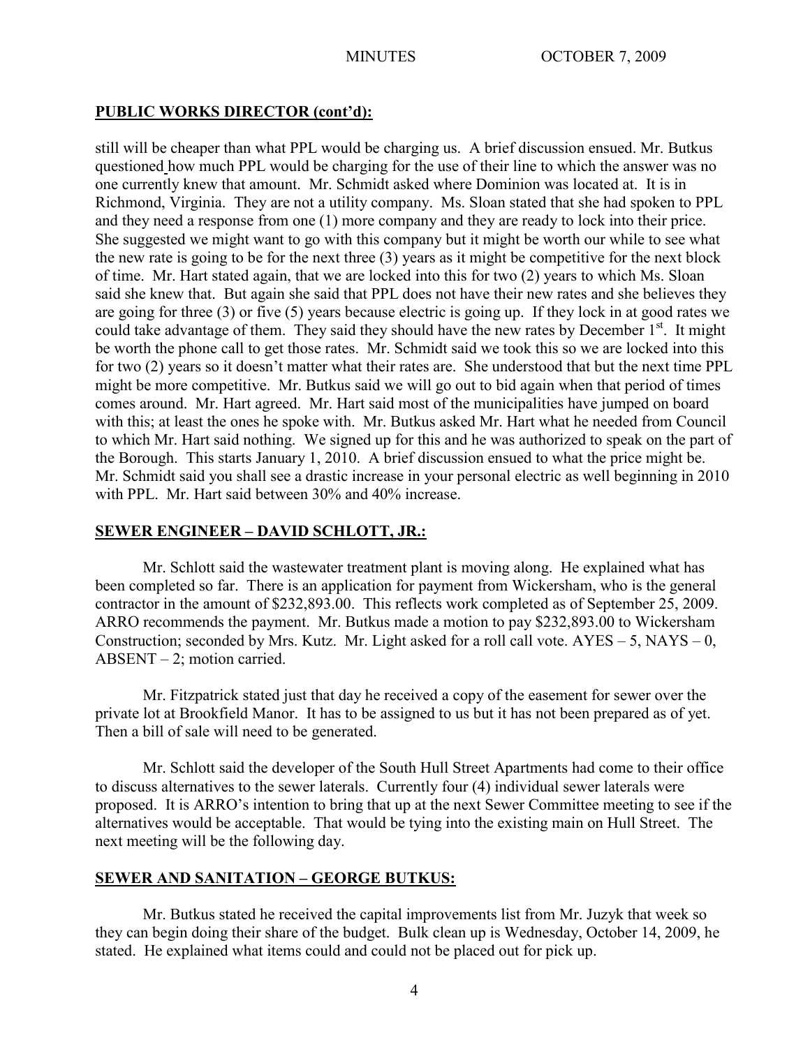## PUBLIC WORKS DIRECTOR (cont'd):

still will be cheaper than what PPL would be charging us. A brief discussion ensued. Mr. Butkus questioned how much PPL would be charging for the use of their line to which the answer was no one currently knew that amount. Mr. Schmidt asked where Dominion was located at. It is in Richmond, Virginia. They are not a utility company. Ms. Sloan stated that she had spoken to PPL and they need a response from one (1) more company and they are ready to lock into their price. She suggested we might want to go with this company but it might be worth our while to see what the new rate is going to be for the next three (3) years as it might be competitive for the next block of time. Mr. Hart stated again, that we are locked into this for two (2) years to which Ms. Sloan said she knew that. But again she said that PPL does not have their new rates and she believes they are going for three (3) or five (5) years because electric is going up. If they lock in at good rates we could take advantage of them. They said they should have the new rates by December 1st. It might be worth the phone call to get those rates. Mr. Schmidt said we took this so we are locked into this for two (2) years so it doesn't matter what their rates are. She understood that but the next time PPL might be more competitive. Mr. Butkus said we will go out to bid again when that period of times comes around. Mr. Hart agreed. Mr. Hart said most of the municipalities have jumped on board with this; at least the ones he spoke with. Mr. Butkus asked Mr. Hart what he needed from Council to which Mr. Hart said nothing. We signed up for this and he was authorized to speak on the part of the Borough. This starts January 1, 2010. A brief discussion ensued to what the price might be. Mr. Schmidt said you shall see a drastic increase in your personal electric as well beginning in 2010 with PPL. Mr. Hart said between 30% and 40% increase.

## SEWER ENGINEER – DAVID SCHLOTT, JR.:

Mr. Schlott said the wastewater treatment plant is moving along. He explained what has been completed so far. There is an application for payment from Wickersham, who is the general contractor in the amount of $232,893.00. This reflects work completed as of September 25, 2009. ARRO recommends the payment. Mr. Butkus made a motion to pay $232,893.00 to Wickersham Construction; seconded by Mrs. Kutz. Mr. Light asked for a roll call vote. AYES – 5, NAYS – 0, ABSENT – 2; motion carried.

Mr. Fitzpatrick stated just that day he received a copy of the easement for sewer over the private lot at Brookfield Manor. It has to be assigned to us but it has not been prepared as of yet. Then a bill of sale will need to be generated.

Mr. Schlott said the developer of the South Hull Street Apartments had come to their office to discuss alternatives to the sewer laterals. Currently four (4) individual sewer laterals were proposed. It is ARRO's intention to bring that up at the next Sewer Committee meeting to see if the alternatives would be acceptable. That would be tying into the existing main on Hull Street. The next meeting will be the following day.

## SEWER AND SANITATION – GEORGE BUTKUS:

Mr. Butkus stated he received the capital improvements list from Mr. Juzyk that week so they can begin doing their share of the budget. Bulk clean up is Wednesday, October 14, 2009, he stated. He explained what items could and could not be placed out for pick up.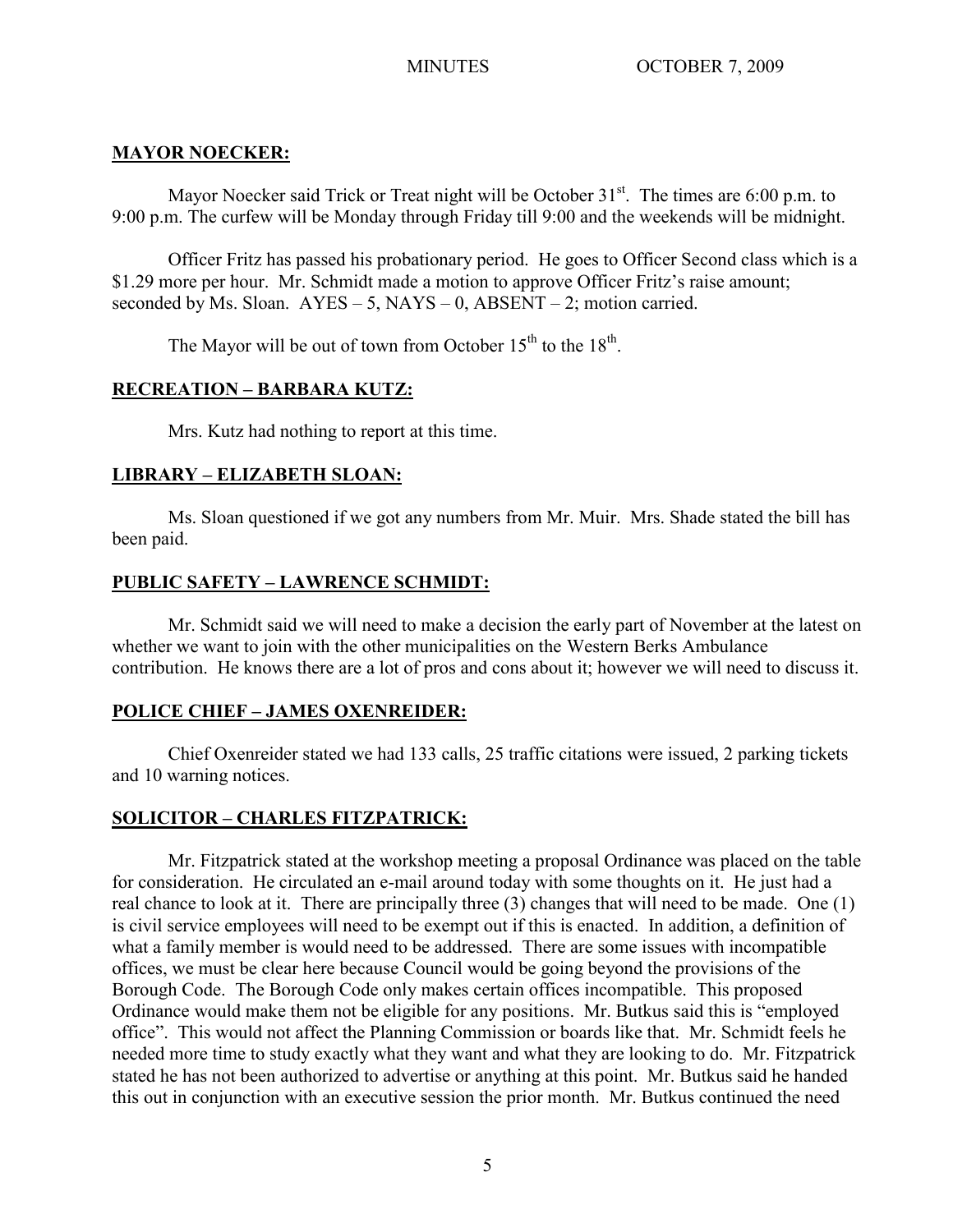**MAYOR NOECKER:**

Mayor Noecker said Trick or Treat night will be October 31st. The times are 6:00 p.m. to 9:00 p.m. The curfew will be Monday through Friday till 9:00 and the weekends will be midnight.

Officer Fritz has passed his probationary period. He goes to Officer Second class which is a $1.29 more per hour. Mr. Schmidt made a motion to approve Officer Fritz's raise amount; seconded by Ms. Sloan. AYES – 5, NAYS – 0, ABSENT – 2; motion carried.

The Mayor will be out of town from October 15th to the 18th.

**RECREATION – BARBARA KUTZ:**

Mrs. Kutz had nothing to report at this time.

**LIBRARY – ELIZABETH SLOAN:**

Ms. Sloan questioned if we got any numbers from Mr. Muir. Mrs. Shade stated the bill has been paid.

**PUBLIC SAFETY – LAWRENCE SCHMIDT:**

Mr. Schmidt said we will need to make a decision the early part of November at the latest on whether we want to join with the other municipalities on the Western Berks Ambulance contribution. He knows there are a lot of pros and cons about it; however we will need to discuss it.

**POLICE CHIEF – JAMES OXENREIDER:**

Chief Oxenreider stated we had 133 calls, 25 traffic citations were issued, 2 parking tickets and 10 warning notices.

**SOLICITOR – CHARLES FITZPATRICK:**

Mr. Fitzpatrick stated at the workshop meeting a proposal Ordinance was placed on the table for consideration. He circulated an e-mail around today with some thoughts on it. He just had a real chance to look at it. There are principally three (3) changes that will need to be made. One (1) is civil service employees will need to be exempt out if this is enacted. In addition, a definition of what a family member is would need to be addressed. There are some issues with incompatible offices, we must be clear here because Council would be going beyond the provisions of the Borough Code. The Borough Code only makes certain offices incompatible. This proposed Ordinance would make them not be eligible for any positions. Mr. Butkus said this is "employed office". This would not affect the Planning Commission or boards like that. Mr. Schmidt feels he needed more time to study exactly what they want and what they are looking to do. Mr. Fitzpatrick stated he has not been authorized to advertise or anything at this point. Mr. Butkus said he handed this out in conjunction with an executive session the prior month. Mr. Butkus continued the need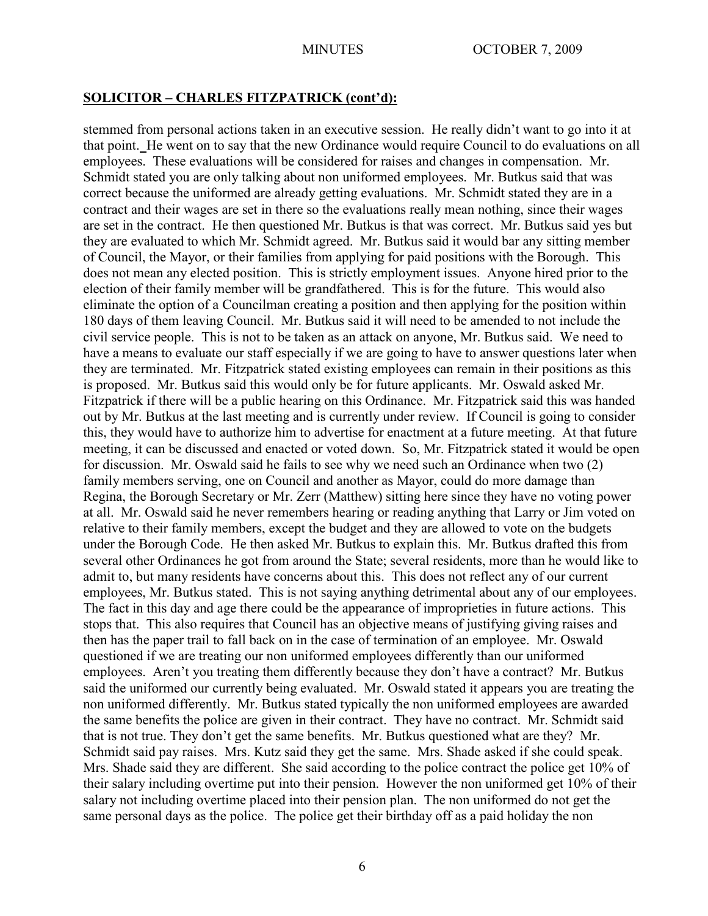## SOLICITOR – CHARLES FITZPATRICK (cont'd):

stemmed from personal actions taken in an executive session. He really didn't want to go into it at that point. He went on to say that the new Ordinance would require Council to do evaluations on all employees. These evaluations will be considered for raises and changes in compensation. Mr. Schmidt stated you are only talking about non uniformed employees. Mr. Butkus said that was correct because the uniformed are already getting evaluations. Mr. Schmidt stated they are in a contract and their wages are set in there so the evaluations really mean nothing, since their wages are set in the contract. He then questioned Mr. Butkus is that was correct. Mr. Butkus said yes but they are evaluated to which Mr. Schmidt agreed. Mr. Butkus said it would bar any sitting member of Council, the Mayor, or their families from applying for paid positions with the Borough. This does not mean any elected position. This is strictly employment issues. Anyone hired prior to the election of their family member will be grandfathered. This is for the future. This would also eliminate the option of a Councilman creating a position and then applying for the position within 180 days of them leaving Council. Mr. Butkus said it will need to be amended to not include the civil service people. This is not to be taken as an attack on anyone, Mr. Butkus said. We need to have a means to evaluate our staff especially if we are going to have to answer questions later when they are terminated. Mr. Fitzpatrick stated existing employees can remain in their positions as this is proposed. Mr. Butkus said this would only be for future applicants. Mr. Oswald asked Mr. Fitzpatrick if there will be a public hearing on this Ordinance. Mr. Fitzpatrick said this was handed out by Mr. Butkus at the last meeting and is currently under review. If Council is going to consider this, they would have to authorize him to advertise for enactment at a future meeting. At that future meeting, it can be discussed and enacted or voted down. So, Mr. Fitzpatrick stated it would be open for discussion. Mr. Oswald said he fails to see why we need such an Ordinance when two (2) family members serving, one on Council and another as Mayor, could do more damage than Regina, the Borough Secretary or Mr. Zerr (Matthew) sitting here since they have no voting power at all. Mr. Oswald said he never remembers hearing or reading anything that Larry or Jim voted on relative to their family members, except the budget and they are allowed to vote on the budgets under the Borough Code. He then asked Mr. Butkus to explain this. Mr. Butkus drafted this from several other Ordinances he got from around the State; several residents, more than he would like to admit to, but many residents have concerns about this. This does not reflect any of our current employees, Mr. Butkus stated. This is not saying anything detrimental about any of our employees. The fact in this day and age there could be the appearance of improprieties in future actions. This stops that. This also requires that Council has an objective means of justifying giving raises and then has the paper trail to fall back on in the case of termination of an employee. Mr. Oswald questioned if we are treating our non uniformed employees differently than our uniformed employees. Aren't you treating them differently because they don't have a contract? Mr. Butkus said the uniformed our currently being evaluated. Mr. Oswald stated it appears you are treating the non uniformed differently. Mr. Butkus stated typically the non uniformed employees are awarded the same benefits the police are given in their contract. They have no contract. Mr. Schmidt said that is not true. They don't get the same benefits. Mr. Butkus questioned what are they? Mr. Schmidt said pay raises. Mrs. Kutz said they get the same. Mrs. Shade asked if she could speak. Mrs. Shade said they are different. She said according to the police contract the police get 10% of their salary including overtime put into their pension. However the non uniformed get 10% of their salary not including overtime placed into their pension plan. The non uniformed do not get the same personal days as the police. The police get their birthday off as a paid holiday the non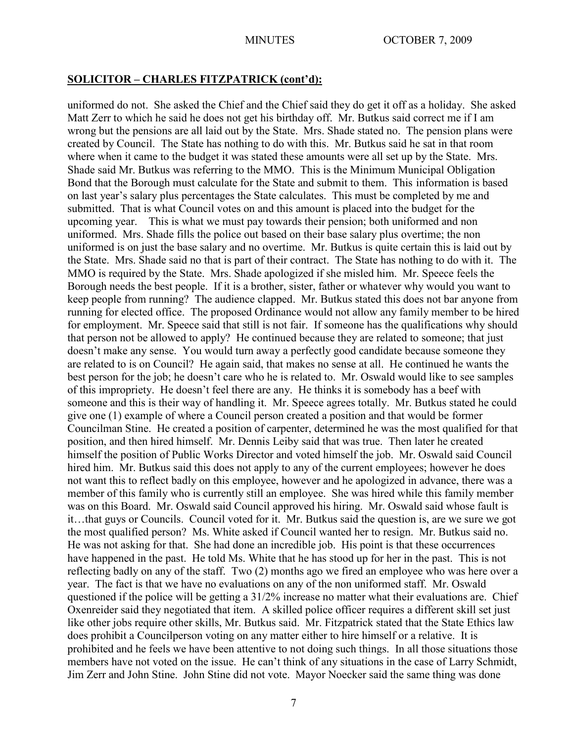## SOLICITOR – CHARLES FITZPATRICK (cont'd):

uniformed do not. She asked the Chief and the Chief said they do get it off as a holiday. She asked Matt Zerr to which he said he does not get his birthday off. Mr. Butkus said correct me if I am wrong but the pensions are all laid out by the State. Mrs. Shade stated no. The pension plans were created by Council. The State has nothing to do with this. Mr. Butkus said he sat in that room where when it came to the budget it was stated these amounts were all set up by the State. Mrs. Shade said Mr. Butkus was referring to the MMO. This is the Minimum Municipal Obligation Bond that the Borough must calculate for the State and submit to them. This information is based on last year's salary plus percentages the State calculates. This must be completed by me and submitted. That is what Council votes on and this amount is placed into the budget for the upcoming year. This is what we must pay towards their pension; both uniformed and non uniformed. Mrs. Shade fills the police out based on their base salary plus overtime; the non uniformed is on just the base salary and no overtime. Mr. Butkus is quite certain this is laid out by the State. Mrs. Shade said no that is part of their contract. The State has nothing to do with it. The MMO is required by the State. Mrs. Shade apologized if she misled him. Mr. Speece feels the Borough needs the best people. If it is a brother, sister, father or whatever why would you want to keep people from running? The audience clapped. Mr. Butkus stated this does not bar anyone from running for elected office. The proposed Ordinance would not allow any family member to be hired for employment. Mr. Speece said that still is not fair. If someone has the qualifications why should that person not be allowed to apply? He continued because they are related to someone; that just doesn't make any sense. You would turn away a perfectly good candidate because someone they are related to is on Council? He again said, that makes no sense at all. He continued he wants the best person for the job; he doesn't care who he is related to. Mr. Oswald would like to see samples of this impropriety. He doesn't feel there are any. He thinks it is somebody has a beef with someone and this is their way of handling it. Mr. Speece agrees totally. Mr. Butkus stated he could give one (1) example of where a Council person created a position and that would be former Councilman Stine. He created a position of carpenter, determined he was the most qualified for that position, and then hired himself. Mr. Dennis Leiby said that was true. Then later he created himself the position of Public Works Director and voted himself the job. Mr. Oswald said Council hired him. Mr. Butkus said this does not apply to any of the current employees; however he does not want this to reflect badly on this employee, however and he apologized in advance, there was a member of this family who is currently still an employee. She was hired while this family member was on this Board. Mr. Oswald said Council approved his hiring. Mr. Oswald said whose fault is it…that guys or Councils. Council voted for it. Mr. Butkus said the question is, are we sure we got the most qualified person? Ms. White asked if Council wanted her to resign. Mr. Butkus said no. He was not asking for that. She had done an incredible job. His point is that these occurrences have happened in the past. He told Ms. White that he has stood up for her in the past. This is not reflecting badly on any of the staff. Two (2) months ago we fired an employee who was here over a year. The fact is that we have no evaluations on any of the non uniformed staff. Mr. Oswald questioned if the police will be getting a 31/2% increase no matter what their evaluations are. Chief Oxenreider said they negotiated that item. A skilled police officer requires a different skill set just like other jobs require other skills, Mr. Butkus said. Mr. Fitzpatrick stated that the State Ethics law does prohibit a Councilperson voting on any matter either to hire himself or a relative. It is prohibited and he feels we have been attentive to not doing such things. In all those situations those members have not voted on the issue. He can't think of any situations in the case of Larry Schmidt, Jim Zerr and John Stine. John Stine did not vote. Mayor Noecker said the same thing was done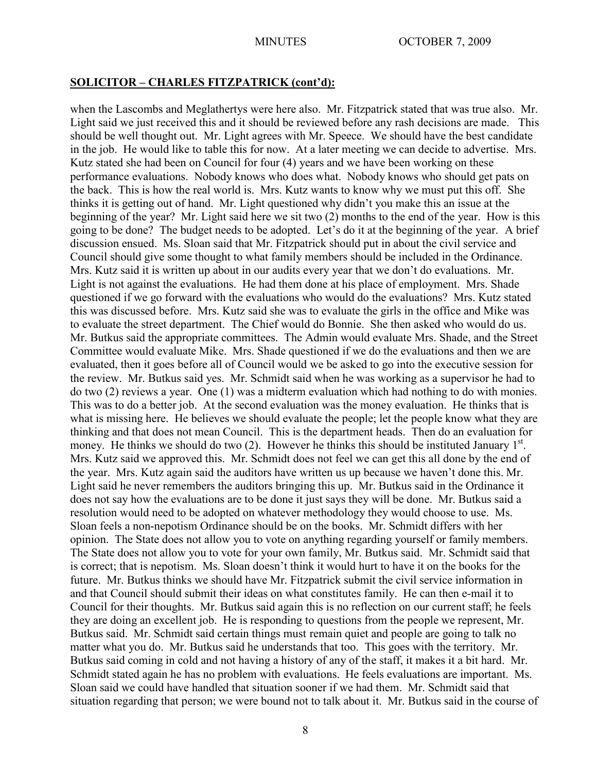## **SOLICITOR – CHARLES FITZPATRICK (cont'd):**

when the Lascombs and Meglathertys were here also. Mr. Fitzpatrick stated that was true also. Mr. Light said we just received this and it should be reviewed before any rash decisions are made. This should be well thought out. Mr. Light agrees with Mr. Speece. We should have the best candidate in the job. He would like to table this for now. At a later meeting we can decide to advertise. Mrs. Kutz stated she had been on Council for four (4) years and we have been working on these performance evaluations. Nobody knows who does what. Nobody knows who should get pats on the back. This is how the real world is. Mrs. Kutz wants to know why we must put this off. She thinks it is getting out of hand. Mr. Light questioned why didn't you make this an issue at the beginning of the year? Mr. Light said here we sit two (2) months to the end of the year. How is this going to be done? The budget needs to be adopted. Let's do it at the beginning of the year. A brief discussion ensued. Ms. Sloan said that Mr. Fitzpatrick should put in about the civil service and Council should give some thought to what family members should be included in the Ordinance. Mrs. Kutz said it is written up about in our audits every year that we don't do evaluations. Mr. Light is not against the evaluations. He had them done at his place of employment. Mrs. Shade questioned if we go forward with the evaluations who would do the evaluations? Mrs. Kutz stated this was discussed before. Mrs. Kutz said she was to evaluate the girls in the office and Mike was to evaluate the street department. The Chief would do Bonnie. She then asked who would do us. Mr. Butkus said the appropriate committees. The Admin would evaluate Mrs. Shade, and the Street Committee would evaluate Mike. Mrs. Shade questioned if we do the evaluations and then we are evaluated, then it goes before all of Council would we be asked to go into the executive session for the review. Mr. Butkus said yes. Mr. Schmidt said when he was working as a supervisor he had to do two (2) reviews a year. One (1) was a midterm evaluation which had nothing to do with monies. This was to do a better job. At the second evaluation was the money evaluation. He thinks that is what is missing here. He believes we should evaluate the people; let the people know what they are thinking and that does not mean Council. This is the department heads. Then do an evaluation for money. He thinks we should do two (2). However he thinks this should be instituted January 1st. Mrs. Kutz said we approved this. Mr. Schmidt does not feel we can get this all done by the end of the year. Mrs. Kutz again said the auditors have written us up because we haven't done this. Mr. Light said he never remembers the auditors bringing this up. Mr. Butkus said in the Ordinance it does not say how the evaluations are to be done it just says they will be done. Mr. Butkus said a resolution would need to be adopted on whatever methodology they would choose to use. Ms. Sloan feels a non-nepotism Ordinance should be on the books. Mr. Schmidt differs with her opinion. The State does not allow you to vote on anything regarding yourself or family members. The State does not allow you to vote for your own family, Mr. Butkus said. Mr. Schmidt said that is correct; that is nepotism. Ms. Sloan doesn't think it would hurt to have it on the books for the future. Mr. Butkus thinks we should have Mr. Fitzpatrick submit the civil service information in and that Council should submit their ideas on what constitutes family. He can then e-mail it to Council for their thoughts. Mr. Butkus said again this is no reflection on our current staff; he feels they are doing an excellent job. He is responding to questions from the people we represent, Mr. Butkus said. Mr. Schmidt said certain things must remain quiet and people are going to talk no matter what you do. Mr. Butkus said he understands that too. This goes with the territory. Mr. Butkus said coming in cold and not having a history of any of the staff, it makes it a bit hard. Mr. Schmidt stated again he has no problem with evaluations. He feels evaluations are important. Ms. Sloan said we could have handled that situation sooner if we had them. Mr. Schmidt said that situation regarding that person; we were bound not to talk about it. Mr. Butkus said in the course of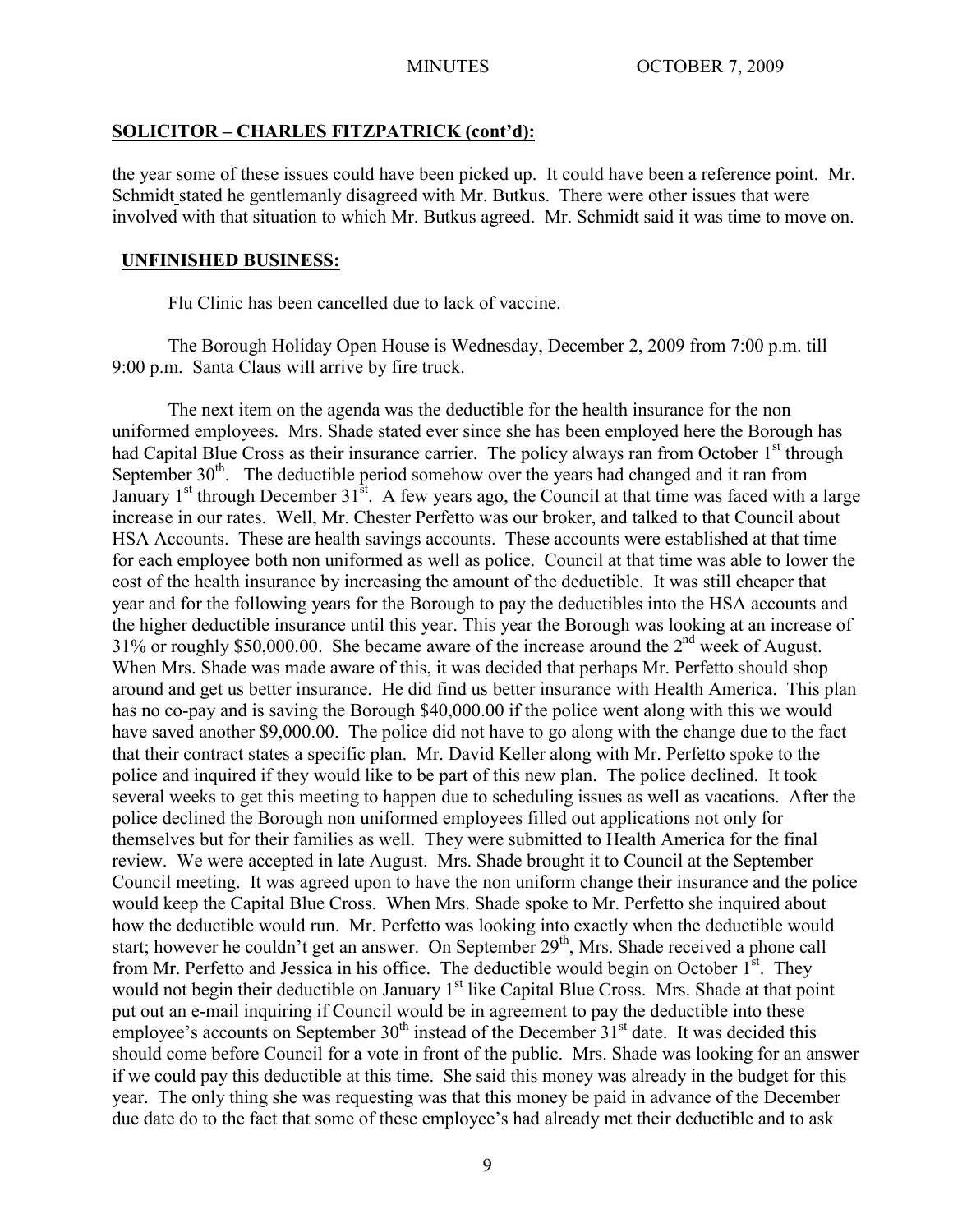## SOLICITOR – CHARLES FITZPATRICK (cont'd):

the year some of these issues could have been picked up. It could have been a reference point. Mr. Schmidt stated he gentlemanly disagreed with Mr. Butkus. There were other issues that were involved with that situation to which Mr. Butkus agreed. Mr. Schmidt said it was time to move on.

## UNFINISHED BUSINESS:

Flu Clinic has been cancelled due to lack of vaccine.

The Borough Holiday Open House is Wednesday, December 2, 2009 from 7:00 p.m. till 9:00 p.m. Santa Claus will arrive by fire truck.

The next item on the agenda was the deductible for the health insurance for the non uniformed employees. Mrs. Shade stated ever since she has been employed here the Borough has had Capital Blue Cross as their insurance carrier. The policy always ran from October 1st through September 30th. The deductible period somehow over the years had changed and it ran from January 1st through December 31st. A few years ago, the Council at that time was faced with a large increase in our rates. Well, Mr. Chester Perfetto was our broker, and talked to that Council about HSA Accounts. These are health savings accounts. These accounts were established at that time for each employee both non uniformed as well as police. Council at that time was able to lower the cost of the health insurance by increasing the amount of the deductible. It was still cheaper that year and for the following years for the Borough to pay the deductibles into the HSA accounts and the higher deductible insurance until this year. This year the Borough was looking at an increase of 31% or roughly $50,000.00. She became aware of the increase around the 2nd week of August. When Mrs. Shade was made aware of this, it was decided that perhaps Mr. Perfetto should shop around and get us better insurance. He did find us better insurance with Health America. This plan has no co-pay and is saving the Borough $40,000.00 if the police went along with this we would have saved another $9,000.00. The police did not have to go along with the change due to the fact that their contract states a specific plan. Mr. David Keller along with Mr. Perfetto spoke to the police and inquired if they would like to be part of this new plan. The police declined. It took several weeks to get this meeting to happen due to scheduling issues as well as vacations. After the police declined the Borough non uniformed employees filled out applications not only for themselves but for their families as well. They were submitted to Health America for the final review. We were accepted in late August. Mrs. Shade brought it to Council at the September Council meeting. It was agreed upon to have the non uniform change their insurance and the police would keep the Capital Blue Cross. When Mrs. Shade spoke to Mr. Perfetto she inquired about how the deductible would run. Mr. Perfetto was looking into exactly when the deductible would start; however he couldn't get an answer. On September 29th, Mrs. Shade received a phone call from Mr. Perfetto and Jessica in his office. The deductible would begin on October 1st. They would not begin their deductible on January 1st like Capital Blue Cross. Mrs. Shade at that point put out an e-mail inquiring if Council would be in agreement to pay the deductible into these employee's accounts on September 30th instead of the December 31st date. It was decided this should come before Council for a vote in front of the public. Mrs. Shade was looking for an answer if we could pay this deductible at this time. She said this money was already in the budget for this year. The only thing she was requesting was that this money be paid in advance of the December due date do to the fact that some of these employee's had already met their deductible and to ask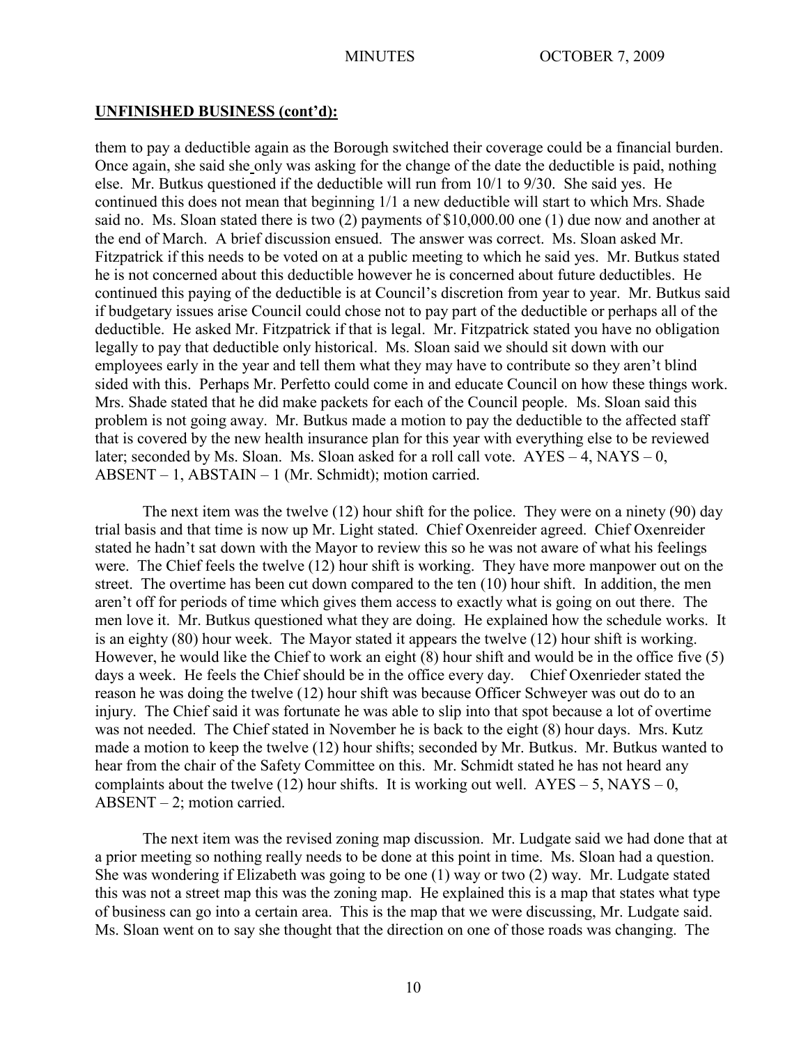**UNFINISHED BUSINESS (cont'd):**

them to pay a deductible again as the Borough switched their coverage could be a financial burden. Once again, she said she only was asking for the change of the date the deductible is paid, nothing else. Mr. Butkus questioned if the deductible will run from 10/1 to 9/30. She said yes. He continued this does not mean that beginning 1/1 a new deductible will start to which Mrs. Shade said no. Ms. Sloan stated there is two (2) payments of $10,000.00 one (1) due now and another at the end of March. A brief discussion ensued. The answer was correct. Ms. Sloan asked Mr. Fitzpatrick if this needs to be voted on at a public meeting to which he said yes. Mr. Butkus stated he is not concerned about this deductible however he is concerned about future deductibles. He continued this paying of the deductible is at Council's discretion from year to year. Mr. Butkus said if budgetary issues arise Council could chose not to pay part of the deductible or perhaps all of the deductible. He asked Mr. Fitzpatrick if that is legal. Mr. Fitzpatrick stated you have no obligation legally to pay that deductible only historical. Ms. Sloan said we should sit down with our employees early in the year and tell them what they may have to contribute so they aren't blind sided with this. Perhaps Mr. Perfetto could come in and educate Council on how these things work. Mrs. Shade stated that he did make packets for each of the Council people. Ms. Sloan said this problem is not going away. Mr. Butkus made a motion to pay the deductible to the affected staff that is covered by the new health insurance plan for this year with everything else to be reviewed later; seconded by Ms. Sloan. Ms. Sloan asked for a roll call vote. AYES – 4, NAYS – 0, ABSENT – 1, ABSTAIN – 1 (Mr. Schmidt); motion carried.

The next item was the twelve (12) hour shift for the police. They were on a ninety (90) day trial basis and that time is now up Mr. Light stated. Chief Oxenreider agreed. Chief Oxenreider stated he hadn't sat down with the Mayor to review this so he was not aware of what his feelings were. The Chief feels the twelve (12) hour shift is working. They have more manpower out on the street. The overtime has been cut down compared to the ten (10) hour shift. In addition, the men aren't off for periods of time which gives them access to exactly what is going on out there. The men love it. Mr. Butkus questioned what they are doing. He explained how the schedule works. It is an eighty (80) hour week. The Mayor stated it appears the twelve (12) hour shift is working. However, he would like the Chief to work an eight (8) hour shift and would be in the office five (5) days a week. He feels the Chief should be in the office every day. Chief Oxenrieder stated the reason he was doing the twelve (12) hour shift was because Officer Schweyer was out do to an injury. The Chief said it was fortunate he was able to slip into that spot because a lot of overtime was not needed. The Chief stated in November he is back to the eight (8) hour days. Mrs. Kutz made a motion to keep the twelve (12) hour shifts; seconded by Mr. Butkus. Mr. Butkus wanted to hear from the chair of the Safety Committee on this. Mr. Schmidt stated he has not heard any complaints about the twelve (12) hour shifts. It is working out well. AYES – 5, NAYS – 0, ABSENT – 2; motion carried.

The next item was the revised zoning map discussion. Mr. Ludgate said we had done that at a prior meeting so nothing really needs to be done at this point in time. Ms. Sloan had a question. She was wondering if Elizabeth was going to be one (1) way or two (2) way. Mr. Ludgate stated this was not a street map this was the zoning map. He explained this is a map that states what type of business can go into a certain area. This is the map that we were discussing, Mr. Ludgate said. Ms. Sloan went on to say she thought that the direction on one of those roads was changing. The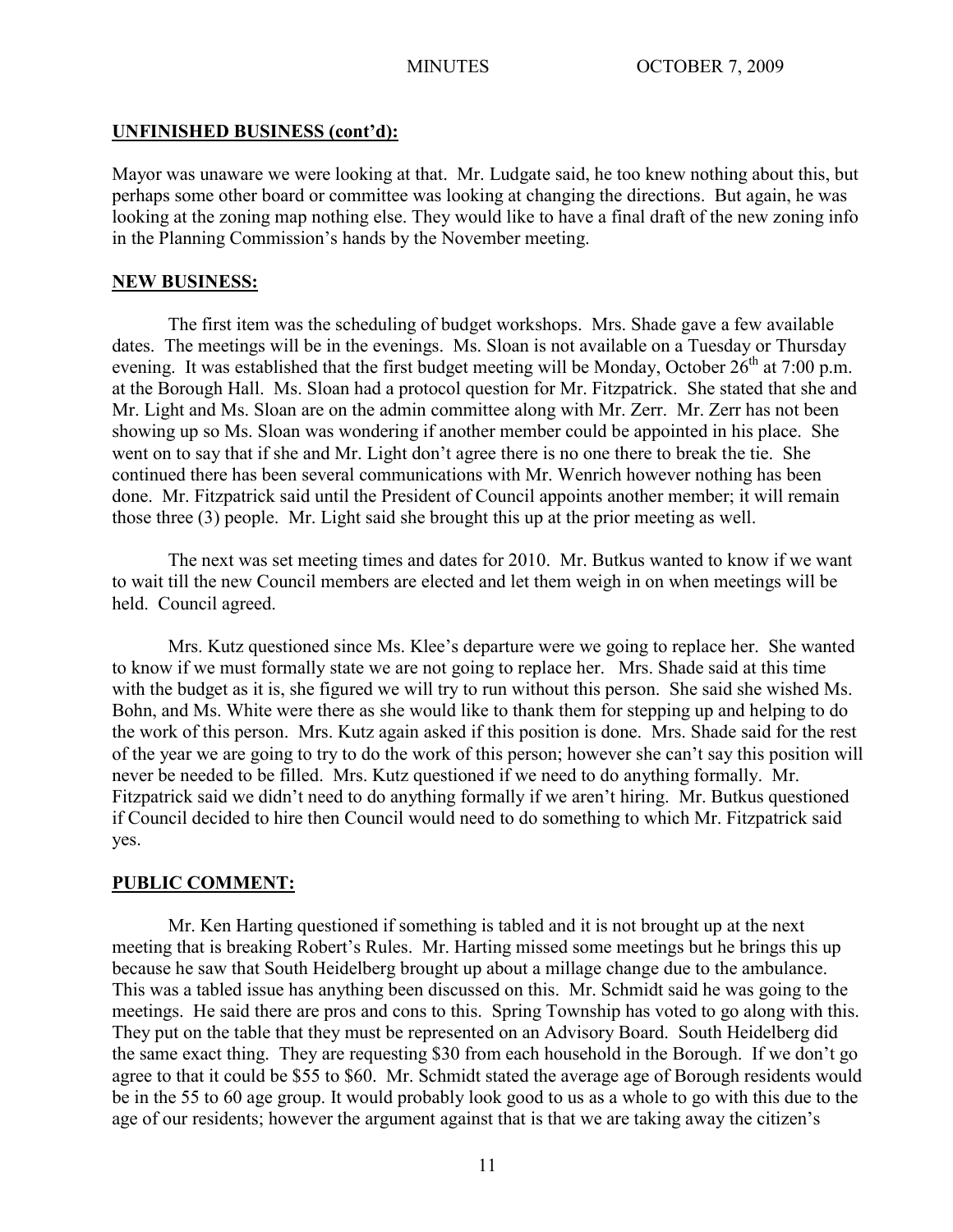**UNFINISHED BUSINESS (cont'd):**

Mayor was unaware we were looking at that. Mr. Ludgate said, he too knew nothing about this, but perhaps some other board or committee was looking at changing the directions. But again, he was looking at the zoning map nothing else. They would like to have a final draft of the new zoning info in the Planning Commission's hands by the November meeting.

**NEW BUSINESS:**

The first item was the scheduling of budget workshops. Mrs. Shade gave a few available dates. The meetings will be in the evenings. Ms. Sloan is not available on a Tuesday or Thursday evening. It was established that the first budget meeting will be Monday, October 26th at 7:00 p.m. at the Borough Hall. Ms. Sloan had a protocol question for Mr. Fitzpatrick. She stated that she and Mr. Light and Ms. Sloan are on the admin committee along with Mr. Zerr. Mr. Zerr has not been showing up so Ms. Sloan was wondering if another member could be appointed in his place. She went on to say that if she and Mr. Light don't agree there is no one there to break the tie. She continued there has been several communications with Mr. Wenrich however nothing has been done. Mr. Fitzpatrick said until the President of Council appoints another member; it will remain those three (3) people. Mr. Light said she brought this up at the prior meeting as well.

The next was set meeting times and dates for 2010. Mr. Butkus wanted to know if we want to wait till the new Council members are elected and let them weigh in on when meetings will be held. Council agreed.

Mrs. Kutz questioned since Ms. Klee's departure were we going to replace her. She wanted to know if we must formally state we are not going to replace her. Mrs. Shade said at this time with the budget as it is, she figured we will try to run without this person. She said she wished Ms. Bohn, and Ms. White were there as she would like to thank them for stepping up and helping to do the work of this person. Mrs. Kutz again asked if this position is done. Mrs. Shade said for the rest of the year we are going to try to do the work of this person; however she can't say this position will never be needed to be filled. Mrs. Kutz questioned if we need to do anything formally. Mr. Fitzpatrick said we didn't need to do anything formally if we aren't hiring. Mr. Butkus questioned if Council decided to hire then Council would need to do something to which Mr. Fitzpatrick said yes.

**PUBLIC COMMENT:**

Mr. Ken Harting questioned if something is tabled and it is not brought up at the next meeting that is breaking Robert's Rules. Mr. Harting missed some meetings but he brings this up because he saw that South Heidelberg brought up about a millage change due to the ambulance. This was a tabled issue has anything been discussed on this. Mr. Schmidt said he was going to the meetings. He said there are pros and cons to this. Spring Township has voted to go along with this. They put on the table that they must be represented on an Advisory Board. South Heidelberg did the same exact thing. They are requesting $30 from each household in the Borough. If we don't go agree to that it could be $55 to $60. Mr. Schmidt stated the average age of Borough residents would be in the 55 to 60 age group. It would probably look good to us as a whole to go with this due to the age of our residents; however the argument against that is that we are taking away the citizen's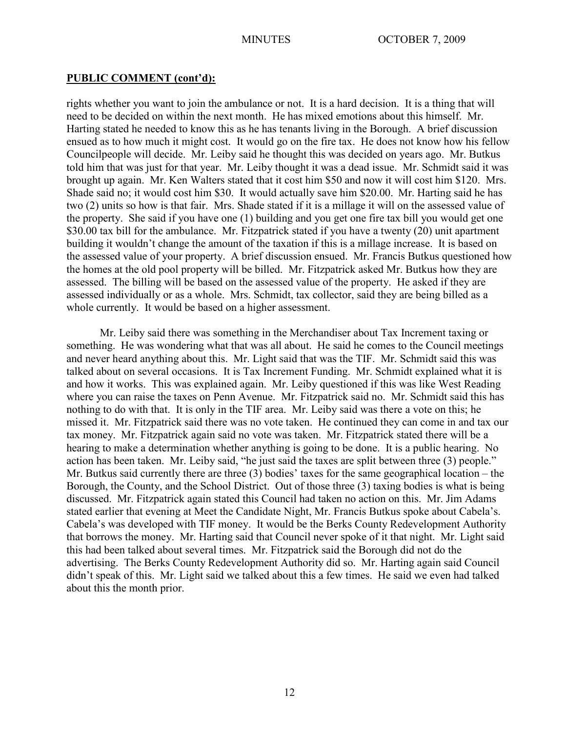**PUBLIC COMMENT (cont'd):**

rights whether you want to join the ambulance or not. It is a hard decision. It is a thing that will need to be decided on within the next month. He has mixed emotions about this himself. Mr. Harting stated he needed to know this as he has tenants living in the Borough. A brief discussion ensued as to how much it might cost. It would go on the fire tax. He does not know how his fellow Councilpeople will decide. Mr. Leiby said he thought this was decided on years ago. Mr. Butkus told him that was just for that year. Mr. Leiby thought it was a dead issue. Mr. Schmidt said it was brought up again. Mr. Ken Walters stated that it cost him $50 and now it will cost him $120. Mrs. Shade said no; it would cost him $30. It would actually save him $20.00. Mr. Harting said he has two (2) units so how is that fair. Mrs. Shade stated if it is a millage it will on the assessed value of the property. She said if you have one (1) building and you get one fire tax bill you would get one $30.00 tax bill for the ambulance. Mr. Fitzpatrick stated if you have a twenty (20) unit apartment building it wouldn't change the amount of the taxation if this is a millage increase. It is based on the assessed value of your property. A brief discussion ensued. Mr. Francis Butkus questioned how the homes at the old pool property will be billed. Mr. Fitzpatrick asked Mr. Butkus how they are assessed. The billing will be based on the assessed value of the property. He asked if they are assessed individually or as a whole. Mrs. Schmidt, tax collector, said they are being billed as a whole currently. It would be based on a higher assessment.

Mr. Leiby said there was something in the Merchandiser about Tax Increment taxing or something. He was wondering what that was all about. He said he comes to the Council meetings and never heard anything about this. Mr. Light said that was the TIF. Mr. Schmidt said this was talked about on several occasions. It is Tax Increment Funding. Mr. Schmidt explained what it is and how it works. This was explained again. Mr. Leiby questioned if this was like West Reading where you can raise the taxes on Penn Avenue. Mr. Fitzpatrick said no. Mr. Schmidt said this has nothing to do with that. It is only in the TIF area. Mr. Leiby said was there a vote on this; he missed it. Mr. Fitzpatrick said there was no vote taken. He continued they can come in and tax our tax money. Mr. Fitzpatrick again said no vote was taken. Mr. Fitzpatrick stated there will be a hearing to make a determination whether anything is going to be done. It is a public hearing. No action has been taken. Mr. Leiby said, "he just said the taxes are split between three (3) people." Mr. Butkus said currently there are three (3) bodies' taxes for the same geographical location – the Borough, the County, and the School District. Out of those three (3) taxing bodies is what is being discussed. Mr. Fitzpatrick again stated this Council had taken no action on this. Mr. Jim Adams stated earlier that evening at Meet the Candidate Night, Mr. Francis Butkus spoke about Cabela's. Cabela's was developed with TIF money. It would be the Berks County Redevelopment Authority that borrows the money. Mr. Harting said that Council never spoke of it that night. Mr. Light said this had been talked about several times. Mr. Fitzpatrick said the Borough did not do the advertising. The Berks County Redevelopment Authority did so. Mr. Harting again said Council didn't speak of this. Mr. Light said we talked about this a few times. He said we even had talked about this the month prior.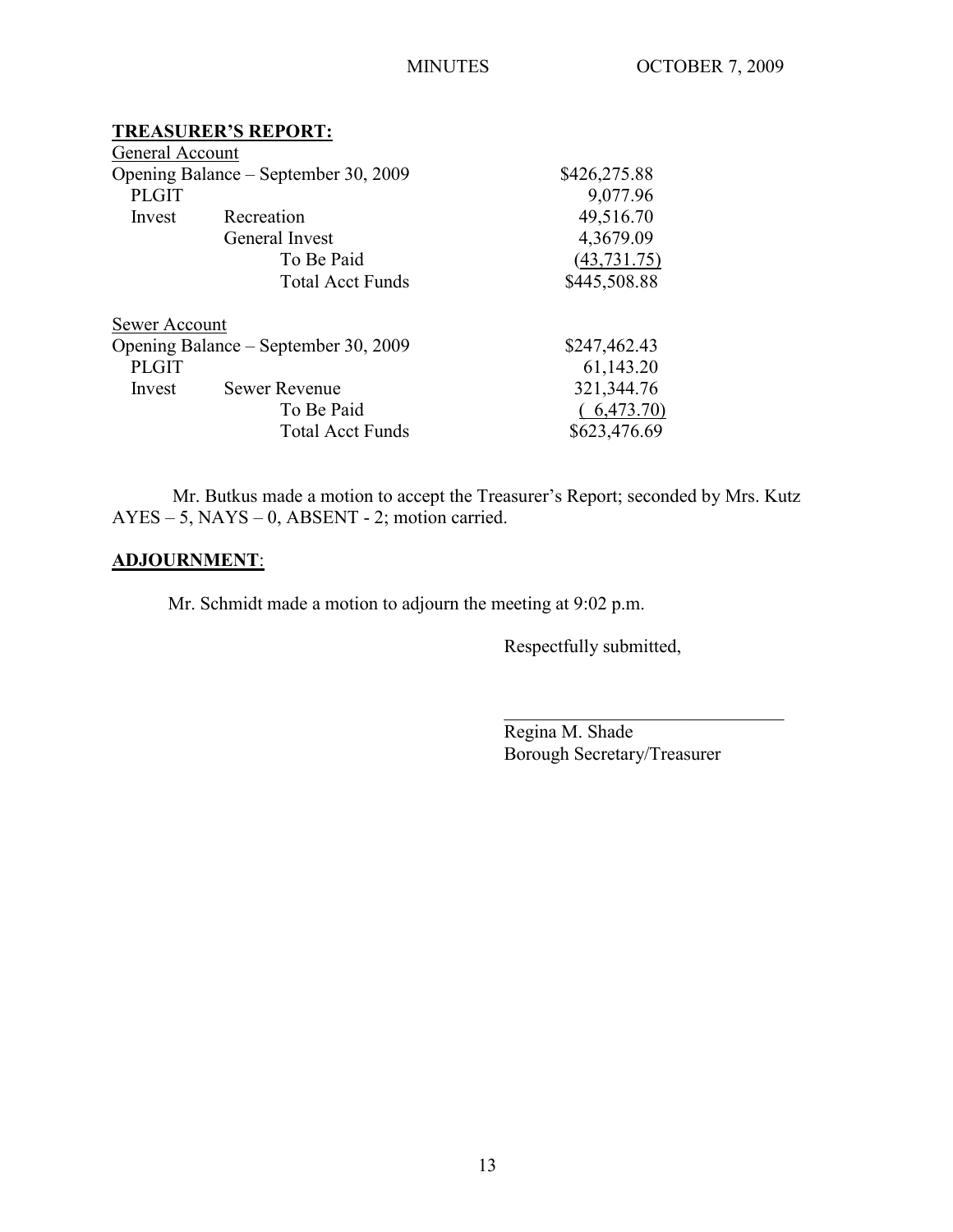**TREASURER'S REPORT:**

| | | | |
|---|---|---|---|
| General Account | | | |
| Opening Balance – September 30, 2009 | | | $426,275.88 |
| PLGIT | | | 9,077.96 |
| Invest | Recreation | | 49,516.70 |
| | General Invest | | 4,3679.09 |
| | | To Be Paid | (43,731.75) |
| | | Total Acct Funds | $445,508.88 |
| Sewer Account | | | |
| Opening Balance – September 30, 2009 | | | $247,462.43 |
| PLGIT | | | 61,143.20 |
| Invest | Sewer Revenue | | 321,344.76 |
| | | To Be Paid | ( 6,473.70) |
| | | Total Acct Funds | $623,476.69 |

Mr. Butkus made a motion to accept the Treasurer's Report; seconded by Mrs. Kutz AYES – 5, NAYS – 0, ABSENT - 2; motion carried.

**ADJOURNMENT**:

Mr. Schmidt made a motion to adjourn the meeting at 9:02 p.m.

Respectfully submitted,

\_\_\_\_\_\_\_\_\_\_\_\_\_\_\_\_\_\_\_\_\_\_\_\_\_\_\_\_\_\_

Regina M. Shade
Borough Secretary/Treasurer